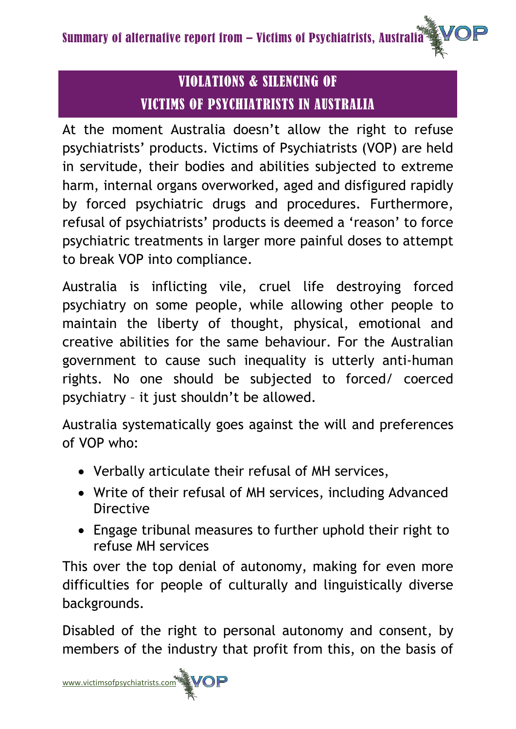# VIOLATIONS & SILENCING OF VICTIMS OF PSYCHIATRISTS IN AUSTRALIA

At the moment Australia doesn't allow the right to refuse psychiatrists' products. Victims of Psychiatrists (VOP) are held in servitude, their bodies and abilities subjected to extreme harm, internal organs overworked, aged and disfigured rapidly by forced psychiatric drugs and procedures. Furthermore, refusal of psychiatrists' products is deemed a 'reason' to force psychiatric treatments in larger more painful doses to attempt to break VOP into compliance.

Australia is inflicting vile, cruel life destroying forced psychiatry on some people, while allowing other people to maintain the liberty of thought, physical, emotional and creative abilities for the same behaviour. For the Australian government to cause such inequality is utterly anti-human rights. No one should be subjected to forced/ coerced psychiatry – it just shouldn't be allowed.

Australia systematically goes against the will and preferences of VOP who:

- Verbally articulate their refusal of MH services,
- Write of their refusal of MH services, including Advanced Directive
- Engage tribunal measures to further uphold their right to refuse MH services

This over the top denial of autonomy, making for even more difficulties for people of culturally and linguistically diverse backgrounds.

Disabled of the right to personal autonomy and consent, by members of the industry that profit from this, on the basis of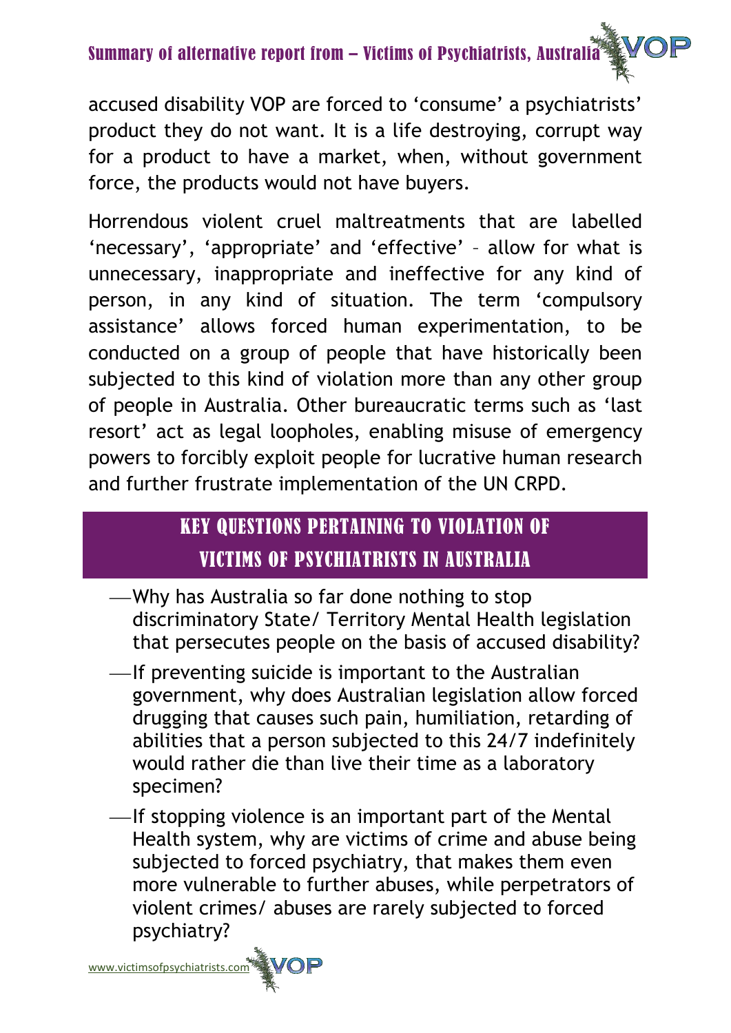accused disability VOP are forced to 'consume' a psychiatrists' product they do not want. It is a life destroying, corrupt way for a product to have a market, when, without government force, the products would not have buyers.

Horrendous violent cruel maltreatments that are labelled 'necessary', 'appropriate' and 'effective' – allow for what is unnecessary, inappropriate and ineffective for any kind of person, in any kind of situation. The term 'compulsory assistance' allows forced human experimentation, to be conducted on a group of people that have historically been subjected to this kind of violation more than any other group of people in Australia. Other bureaucratic terms such as 'last resort' act as legal loopholes, enabling misuse of emergency powers to forcibly exploit people for lucrative human research and further frustrate implementation of the UN CRPD.

## KEY QUESTIONS PERTAINING TO VIOLATION OF VICTIMS OF PSYCHIATRISTS IN AUSTRALIA

- Why has Australia so far done nothing to stop discriminatory State/ Territory Mental Health legislation that persecutes people on the basis of accused disability?
- If preventing suicide is important to the Australian government, why does Australian legislation allow forced drugging that causes such pain, humiliation, retarding of abilities that a person subjected to this 24/7 indefinitely would rather die than live their time as a laboratory specimen?
- If stopping violence is an important part of the Mental Health system, why are victims of crime and abuse being subjected to forced psychiatry, that makes them even more vulnerable to further abuses, while perpetrators of violent crimes/ abuses are rarely subjected to forced psychiatry?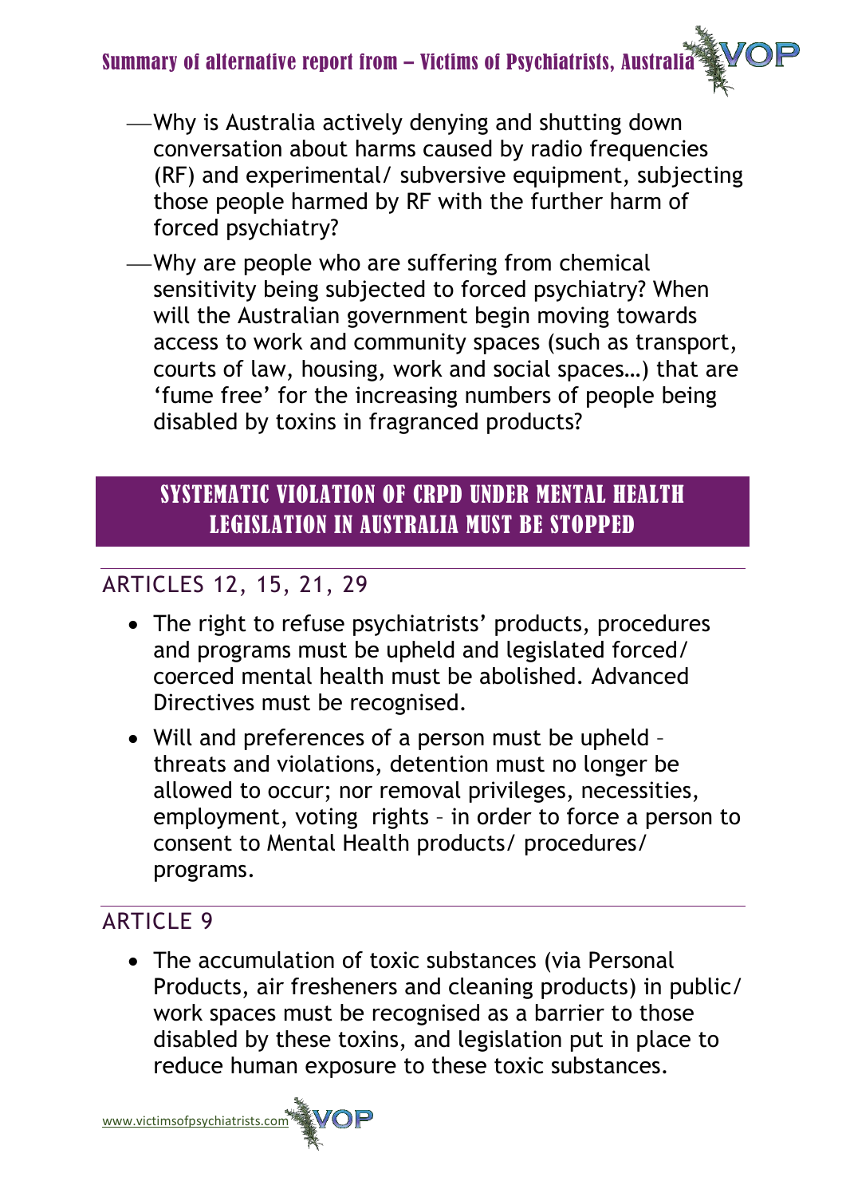- Why is Australia actively denying and shutting down conversation about harms caused by radio frequencies (RF) and experimental/ subversive equipment, subjecting those people harmed by RF with the further harm of forced psychiatry?
- Why are people who are suffering from chemical sensitivity being subjected to forced psychiatry? When will the Australian government begin moving towards access to work and community spaces (such as transport, courts of law, housing, work and social spaces…) that are 'fume free' for the increasing numbers of people being disabled by toxins in fragranced products?

## SYSTEMATIC VIOLATION OF CRPD UNDER MENTAL HEALTH LEGISLATION IN AUSTRALIA MUST BE STOPPED

### ARTICLES 12, 15, 21, 29

- The right to refuse psychiatrists' products, procedures and programs must be upheld and legislated forced/ coerced mental health must be abolished. Advanced Directives must be recognised.
- Will and preferences of a person must be upheld – threats and violations, detention must no longer be allowed to occur; nor removal privileges, necessities, employment, voting rights – in order to force a person to consent to Mental Health products/ procedures/ programs.

### ARTICLE 9

- The accumulation of toxic substances (via Personal Products, air fresheners and cleaning products) in public/ work spaces must be recognised as a barrier to those disabled by these toxins, and legislation put in place to reduce human exposure to these toxic substances.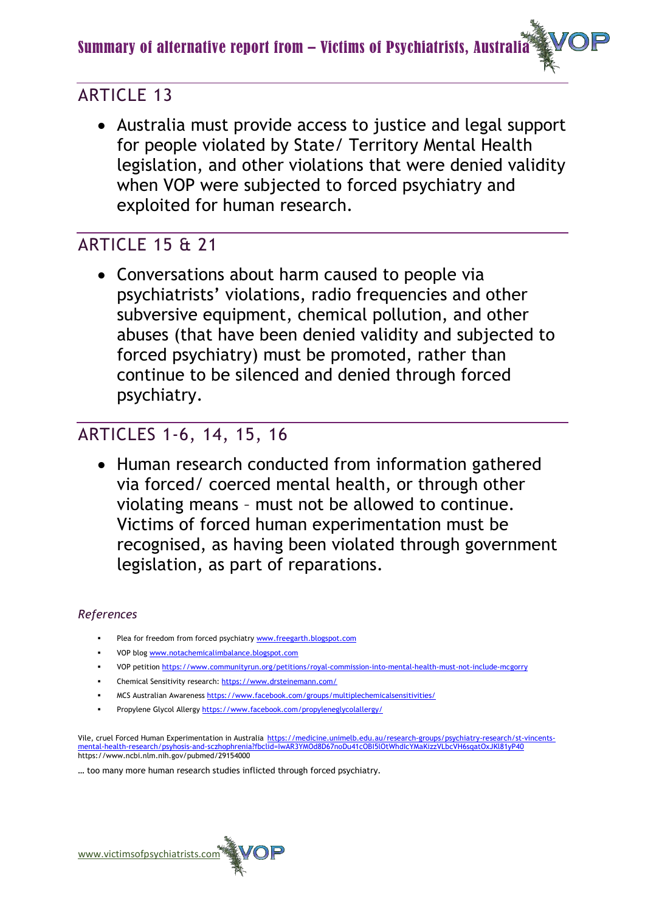## ARTICLE 13

- Australia must provide access to justice and legal support for people violated by State/ Territory Mental Health legislation, and other violations that were denied validity when VOP were subjected to forced psychiatry and exploited for human research.

## ARTICLE 15 & 21

- Conversations about harm caused to people via psychiatrists' violations, radio frequencies and other subversive equipment, chemical pollution, and other abuses (that have been denied validity and subjected to forced psychiatry) must be promoted, rather than continue to be silenced and denied through forced psychiatry.

## ARTICLES 1-6, 14, 15, 16

- Human research conducted from information gathered via forced/ coerced mental health, or through other violating means – must not be allowed to continue. Victims of forced human experimentation must be recognised, as having been violated through government legislation, as part of reparations.

*References*

- Plea for freedom from forced psychiatry www.freegarth.blogspot.com
- VOP blog www.notachemicalimbalance.blogspot.com
- VOP petition https://www.communityrun.org/petitions/royal-commission-into-mental-health-must-not-include-mcgorry
- Chemical Sensitivity research: https://www.drsteinemann.com/
- MCS Australian Awareness https://www.facebook.com/groups/multiplechemicalsensitivities/
- Propylene Glycol Allergy https://www.facebook.com/propyleneglycolallergy/

Vile, cruel Forced Human Experimentation in Australia https://medicine.unimelb.edu.au/research-groups/psychiatry-research/st-vincents-mental-health-research/psyhosis-and-sczhophrenia?fbclid=IwAR3YMOd8D67noDu41cOBI5lOtWhdlcYMaKizzVLbcVH6sqatOxJKl81yP40
https://www.ncbi.nlm.nih.gov/pubmed/29154000

… too many more human research studies inflicted through forced psychiatry.

www.victimsofpsychiatrists.com